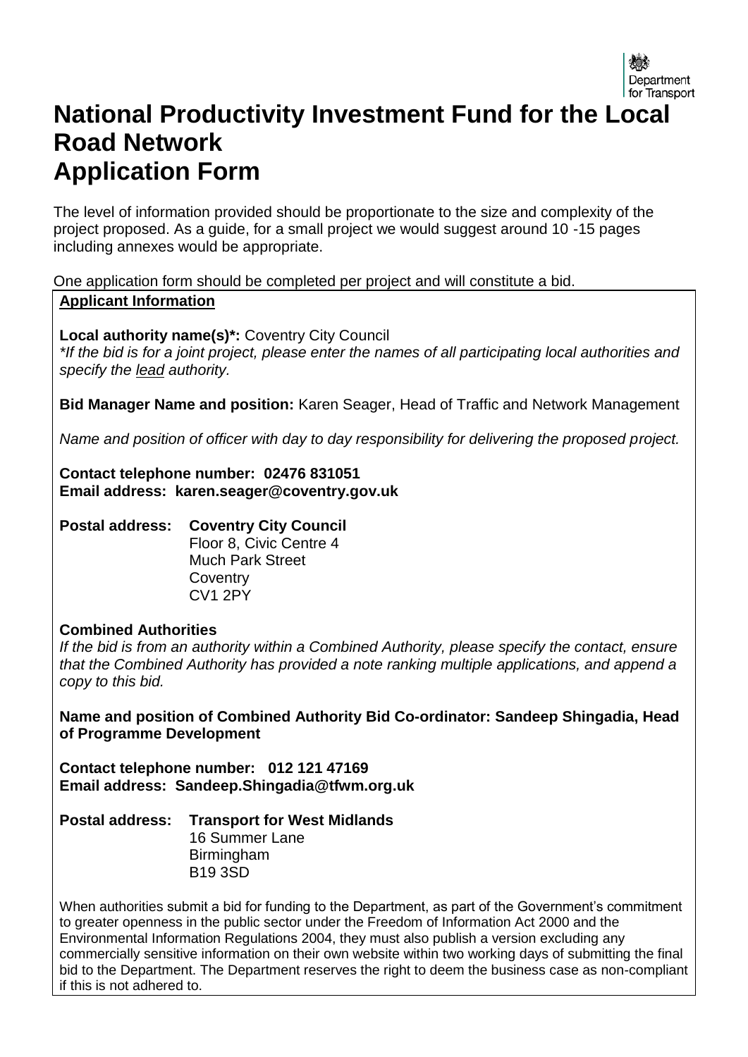Department for Transport

# National Productivity Investment Fund for the Local Road Network Application Form

The level of information provided should be proportionate to the size and complexity of the project proposed. As a guide, for a small project we would suggest around 10 -15 pages including annexes would be appropriate.

One application form should be completed per project and will constitute a bid.

**Applicant Information**

**Local authority name(s)*:** Coventry City Council

*\*If the bid is for a joint project, please enter the names of all participating local authorities and specify the lead authority.*

**Bid Manager Name and position:** Karen Seager, Head of Traffic and Network Management

*Name and position of officer with day to day responsibility for delivering the proposed project.*

**Contact telephone number: 02476 831051**
**Email address: karen.seager@coventry.gov.uk**

**Postal address:** **Coventry City Council**
Floor 8, Civic Centre 4
Much Park Street
Coventry
CV1 2PY

**Combined Authorities**

*If the bid is from an authority within a Combined Authority, please specify the contact, ensure that the Combined Authority has provided a note ranking multiple applications, and append a copy to this bid.*

**Name and position of Combined Authority Bid Co-ordinator: Sandeep Shingadia, Head of Programme Development**

**Contact telephone number: 012 121 47169**
**Email address: Sandeep.Shingadia@tfwm.org.uk**

**Postal address:** **Transport for West Midlands**
16 Summer Lane
Birmingham
B19 3SD

When authorities submit a bid for funding to the Department, as part of the Government's commitment to greater openness in the public sector under the Freedom of Information Act 2000 and the Environmental Information Regulations 2004, they must also publish a version excluding any commercially sensitive information on their own website within two working days of submitting the final bid to the Department. The Department reserves the right to deem the business case as non-compliant if this is not adhered to.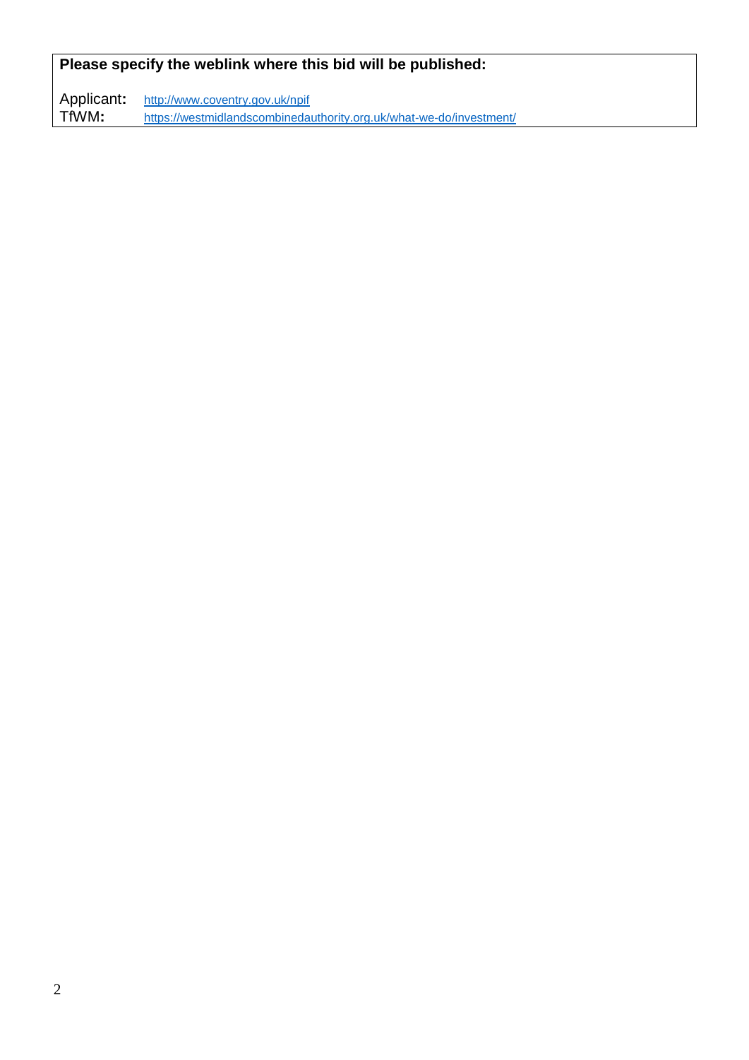**Please specify the weblink where this bid will be published:**

Applicant**:** http://www.coventry.gov.uk/npif
TfWM**:** https://westmidlandscombinedauthority.org.uk/what-we-do/investment/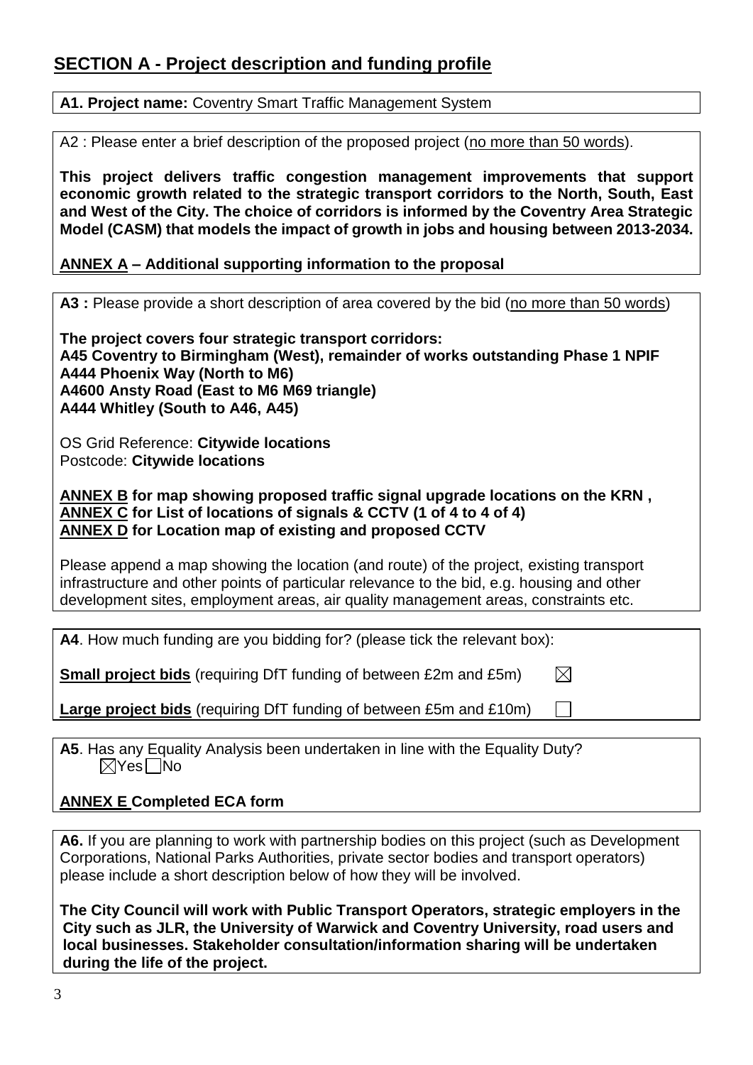## SECTION A - Project description and funding profile

**A1. Project name:** Coventry Smart Traffic Management System

A2 : Please enter a brief description of the proposed project (no more than 50 words).

**This project delivers traffic congestion management improvements that support economic growth related to the strategic transport corridors to the North, South, East and West of the City. The choice of corridors is informed by the Coventry Area Strategic Model (CASM) that models the impact of growth in jobs and housing between 2013-2034.**

**ANNEX A – Additional supporting information to the proposal**

**A3 :** Please provide a short description of area covered by the bid (no more than 50 words)

**The project covers four strategic transport corridors:**
**A45 Coventry to Birmingham (West), remainder of works outstanding Phase 1 NPIF**
**A444 Phoenix Way (North to M6)**
**A4600 Ansty Road (East to M6 M69 triangle)**
**A444 Whitley (South to A46, A45)**

OS Grid Reference: **Citywide locations**
Postcode: **Citywide locations**

**ANNEX B for map showing proposed traffic signal upgrade locations on the KRN ,**
**ANNEX C for List of locations of signals & CCTV (1 of 4 to 4 of 4)**
**ANNEX D for Location map of existing and proposed CCTV**

Please append a map showing the location (and route) of the project, existing transport infrastructure and other points of particular relevance to the bid, e.g. housing and other development sites, employment areas, air quality management areas, constraints etc.

**A4**. How much funding are you bidding for? (please tick the relevant box):

**Small project bids** (requiring DfT funding of between £2m and £5m) ☒

**Large project bids** (requiring DfT funding of between £5m and £10m) ☐

**A5**. Has any Equality Analysis been undertaken in line with the Equality Duty?
☒Yes ☐No

**ANNEX E Completed ECA form**

**A6.** If you are planning to work with partnership bodies on this project (such as Development Corporations, National Parks Authorities, private sector bodies and transport operators) please include a short description below of how they will be involved.

**The City Council will work with Public Transport Operators, strategic employers in the City such as JLR, the University of Warwick and Coventry University, road users and local businesses. Stakeholder consultation/information sharing will be undertaken during the life of the project.**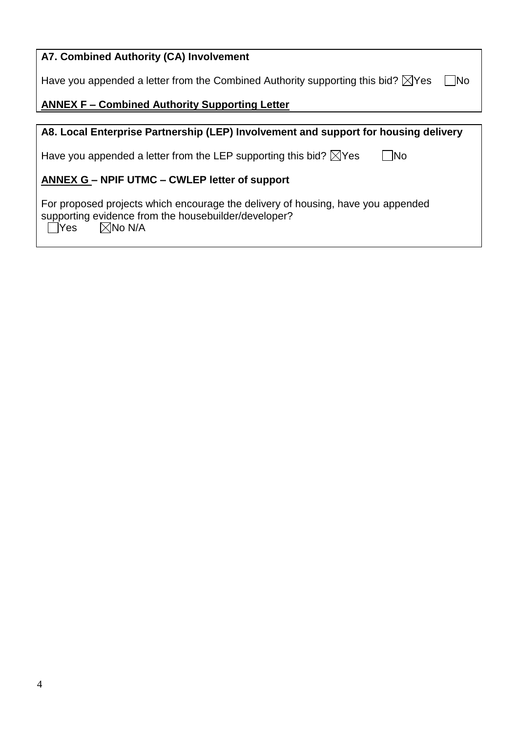**A7. Combined Authority (CA) Involvement**

Have you appended a letter from the Combined Authority supporting this bid? ☒Yes ☐No

**ANNEX F – Combined Authority Supporting Letter**

**A8. Local Enterprise Partnership (LEP) Involvement and support for housing delivery**

Have you appended a letter from the LEP supporting this bid? ☒Yes ☐No

**ANNEX G – NPIF UTMC – CWLEP letter of support**

For proposed projects which encourage the delivery of housing, have you appended supporting evidence from the housebuilder/developer?
☐Yes ☒No N/A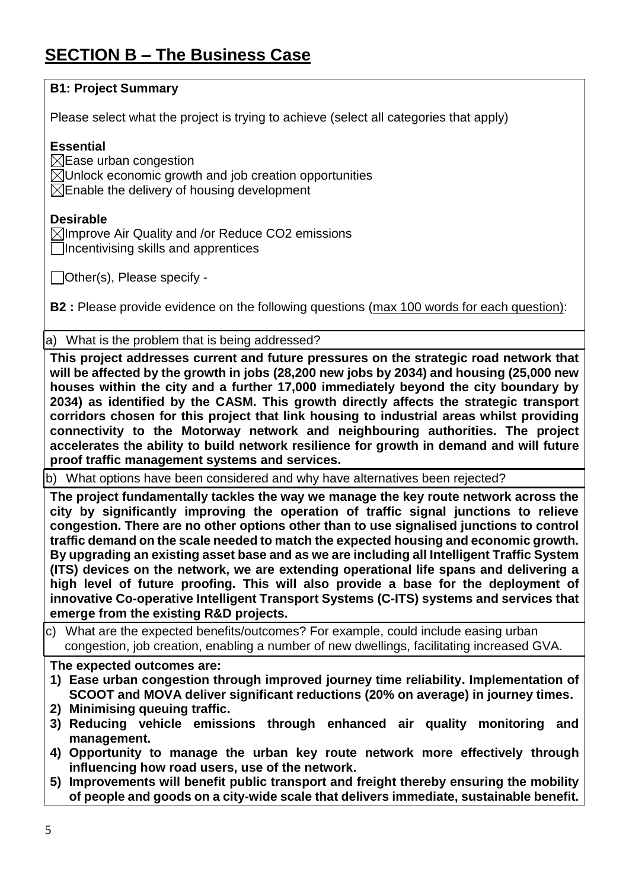# SECTION B – The Business Case

**B1: Project Summary**

Please select what the project is trying to achieve (select all categories that apply)

**Essential**

☒ Ease urban congestion
☒ Unlock economic growth and job creation opportunities
☒ Enable the delivery of housing development

**Desirable**

☒ Improve Air Quality and /or Reduce CO2 emissions
☐ Incentivising skills and apprentices

☐ Other(s), Please specify -

**B2 :** Please provide evidence on the following questions (max 100 words for each question):

a) What is the problem that is being addressed?

**This project addresses current and future pressures on the strategic road network that will be affected by the growth in jobs (28,200 new jobs by 2034) and housing (25,000 new houses within the city and a further 17,000 immediately beyond the city boundary by 2034) as identified by the CASM. This growth directly affects the strategic transport corridors chosen for this project that link housing to industrial areas whilst providing connectivity to the Motorway network and neighbouring authorities. The project accelerates the ability to build network resilience for growth in demand and will future proof traffic management systems and services.**

b) What options have been considered and why have alternatives been rejected?

**The project fundamentally tackles the way we manage the key route network across the city by significantly improving the operation of traffic signal junctions to relieve congestion. There are no other options other than to use signalised junctions to control traffic demand on the scale needed to match the expected housing and economic growth. By upgrading an existing asset base and as we are including all Intelligent Traffic System (ITS) devices on the network, we are extending operational life spans and delivering a high level of future proofing. This will also provide a base for the deployment of innovative Co-operative Intelligent Transport Systems (C-ITS) systems and services that emerge from the existing R&D projects.**

c) What are the expected benefits/outcomes? For example, could include easing urban congestion, job creation, enabling a number of new dwellings, facilitating increased GVA.

**The expected outcomes are:**

1) **Ease urban congestion through improved journey time reliability. Implementation of SCOOT and MOVA deliver significant reductions (20% on average) in journey times.**
2) **Minimising queuing traffic.**
3) **Reducing vehicle emissions through enhanced air quality monitoring and management.**
4) **Opportunity to manage the urban key route network more effectively through influencing how road users, use of the network.**
5) **Improvements will benefit public transport and freight thereby ensuring the mobility of people and goods on a city-wide scale that delivers immediate, sustainable benefit.**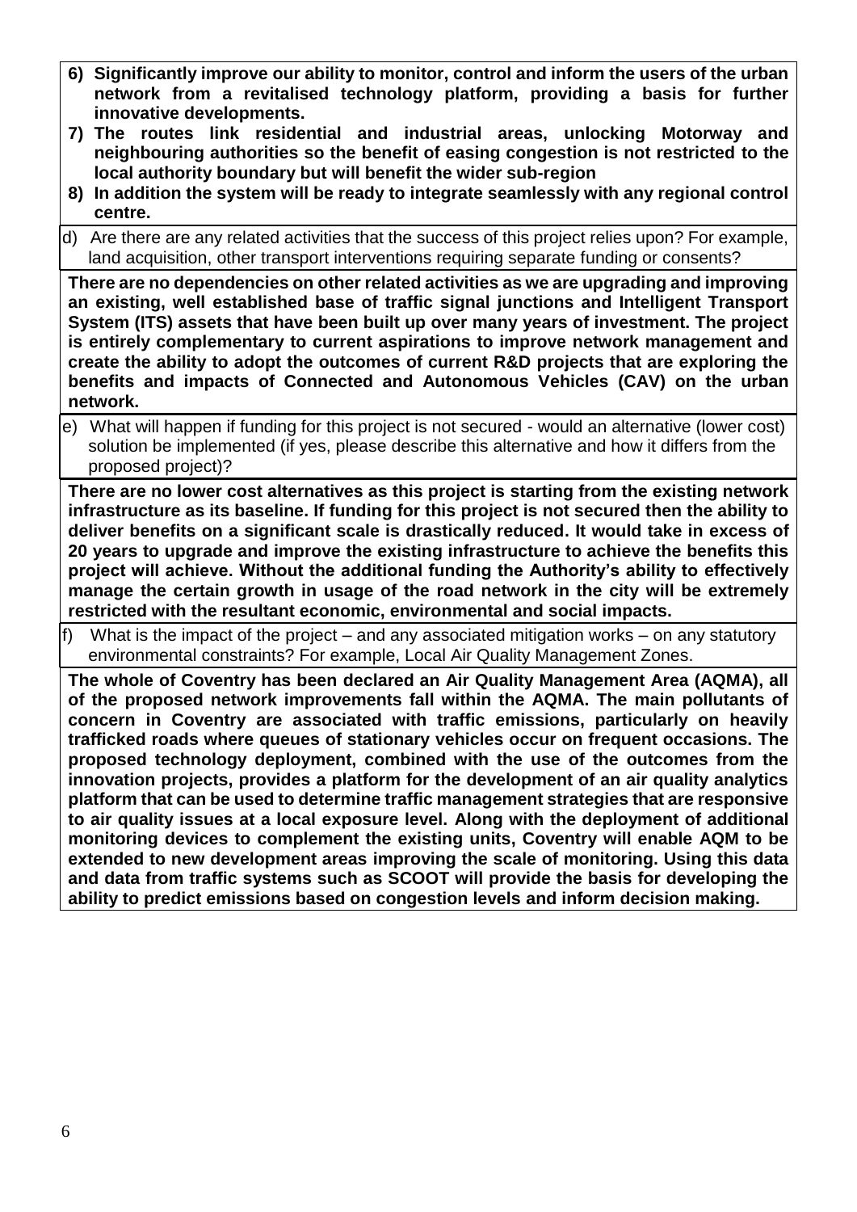6) **Significantly improve our ability to monitor, control and inform the users of the urban network from a revitalised technology platform, providing a basis for further innovative developments.**
7) **The routes link residential and industrial areas, unlocking Motorway and neighbouring authorities so the benefit of easing congestion is not restricted to the local authority boundary but will benefit the wider sub-region**
8) **In addition the system will be ready to integrate seamlessly with any regional control centre.**

d) Are there are any related activities that the success of this project relies upon? For example, land acquisition, other transport interventions requiring separate funding or consents?

**There are no dependencies on other related activities as we are upgrading and improving an existing, well established base of traffic signal junctions and Intelligent Transport System (ITS) assets that have been built up over many years of investment. The project is entirely complementary to current aspirations to improve network management and create the ability to adopt the outcomes of current R&D projects that are exploring the benefits and impacts of Connected and Autonomous Vehicles (CAV) on the urban network.**

e) What will happen if funding for this project is not secured - would an alternative (lower cost) solution be implemented (if yes, please describe this alternative and how it differs from the proposed project)?

**There are no lower cost alternatives as this project is starting from the existing network infrastructure as its baseline. If funding for this project is not secured then the ability to deliver benefits on a significant scale is drastically reduced. It would take in excess of 20 years to upgrade and improve the existing infrastructure to achieve the benefits this project will achieve. Without the additional funding the Authority's ability to effectively manage the certain growth in usage of the road network in the city will be extremely restricted with the resultant economic, environmental and social impacts.**

f) What is the impact of the project – and any associated mitigation works – on any statutory environmental constraints? For example, Local Air Quality Management Zones.

**The whole of Coventry has been declared an Air Quality Management Area (AQMA), all of the proposed network improvements fall within the AQMA. The main pollutants of concern in Coventry are associated with traffic emissions, particularly on heavily trafficked roads where queues of stationary vehicles occur on frequent occasions. The proposed technology deployment, combined with the use of the outcomes from the innovation projects, provides a platform for the development of an air quality analytics platform that can be used to determine traffic management strategies that are responsive to air quality issues at a local exposure level. Along with the deployment of additional monitoring devices to complement the existing units, Coventry will enable AQM to be extended to new development areas improving the scale of monitoring. Using this data and data from traffic systems such as SCOOT will provide the basis for developing the ability to predict emissions based on congestion levels and inform decision making.**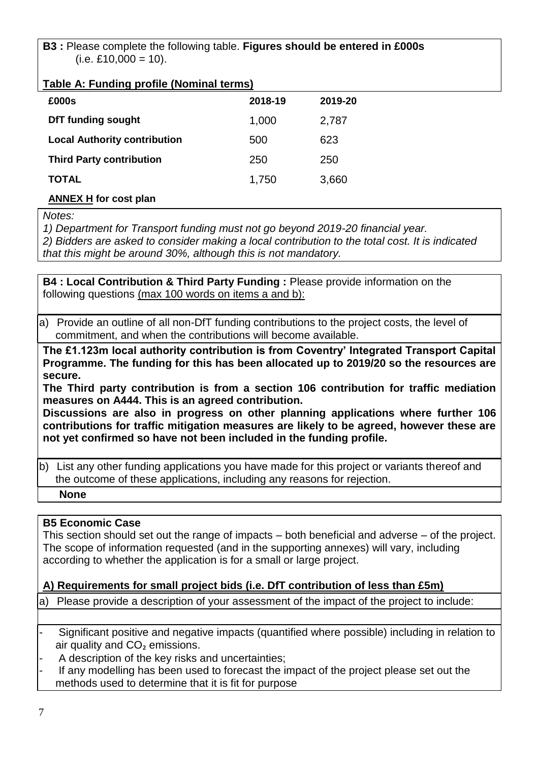**B3 :** Please complete the following table. **Figures should be entered in £000s** (i.e. £10,000 = 10).

**Table A: Funding profile (Nominal terms)**

| £000s | 2018-19 | 2019-20 |
|---|---|---|
| **DfT funding sought** | 1,000 | 2,787 |
| **Local Authority contribution** | 500 | 623 |
| **Third Party contribution** | 250 | 250 |
| **TOTAL** | 1,750 | 3,660 |

**ANNEX H for cost plan**

*Notes:*
*1) Department for Transport funding must not go beyond 2019-20 financial year.*
*2) Bidders are asked to consider making a local contribution to the total cost. It is indicated that this might be around 30%, although this is not mandatory.*

**B4 : Local Contribution & Third Party Funding :** Please provide information on the following questions (max 100 words on items a and b):

a) Provide an outline of all non-DfT funding contributions to the project costs, the level of commitment, and when the contributions will become available.

**The £1.123m local authority contribution is from Coventry' Integrated Transport Capital Programme. The funding for this has been allocated up to 2019/20 so the resources are secure.**

**The Third party contribution is from a section 106 contribution for traffic mediation measures on A444. This is an agreed contribution.**

**Discussions are also in progress on other planning applications where further 106 contributions for traffic mitigation measures are likely to be agreed, however these are not yet confirmed so have not been included in the funding profile.**

b) List any other funding applications you have made for this project or variants thereof and the outcome of these applications, including any reasons for rejection.

**None**

**B5 Economic Case**

This section should set out the range of impacts – both beneficial and adverse – of the project. The scope of information requested (and in the supporting annexes) will vary, including according to whether the application is for a small or large project.

**A) Requirements for small project bids (i.e. DfT contribution of less than £5m)**

a) Please provide a description of your assessment of the impact of the project to include:

- Significant positive and negative impacts (quantified where possible) including in relation to air quality and $CO_2$ emissions.
- A description of the key risks and uncertainties;
- If any modelling has been used to forecast the impact of the project please set out the methods used to determine that it is fit for purpose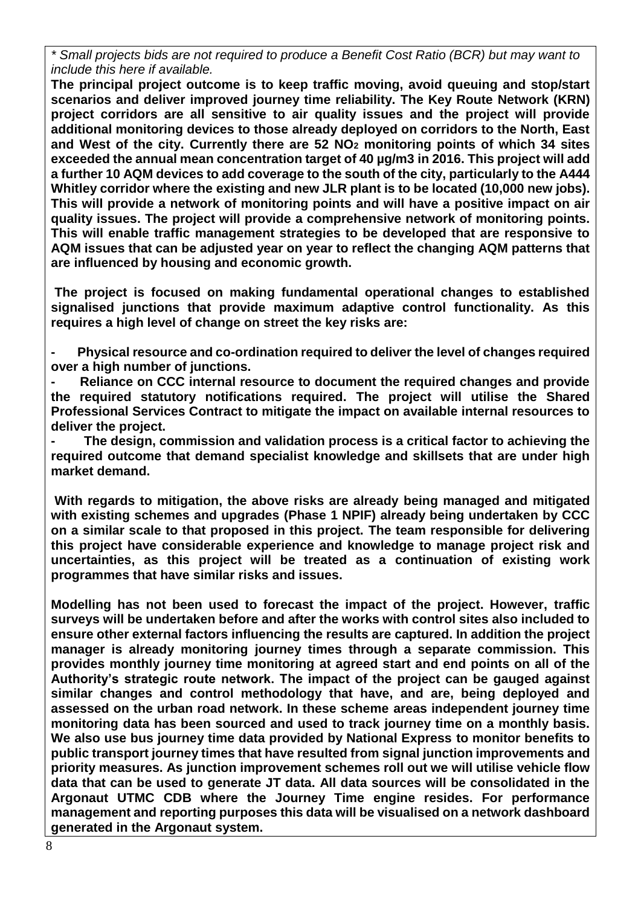*\* Small projects bids are not required to produce a Benefit Cost Ratio (BCR) but may want to include this here if available.*

**The principal project outcome is to keep traffic moving, avoid queuing and stop/start scenarios and deliver improved journey time reliability. The Key Route Network (KRN) project corridors are all sensitive to air quality issues and the project will provide additional monitoring devices to those already deployed on corridors to the North, East and West of the city. Currently there are 52 $NO_2$ monitoring points of which 34 sites exceeded the annual mean concentration target of 40 µg/m3 in 2016. This project will add a further 10 AQM devices to add coverage to the south of the city, particularly to the A444 Whitley corridor where the existing and new JLR plant is to be located (10,000 new jobs). This will provide a network of monitoring points and will have a positive impact on air quality issues. The project will provide a comprehensive network of monitoring points. This will enable traffic management strategies to be developed that are responsive to AQM issues that can be adjusted year on year to reflect the changing AQM patterns that are influenced by housing and economic growth.**

**The project is focused on making fundamental operational changes to established signalised junctions that provide maximum adaptive control functionality. As this requires a high level of change on street the key risks are:**

- **Physical resource and co-ordination required to deliver the level of changes required over a high number of junctions.**
- **Reliance on CCC internal resource to document the required changes and provide the required statutory notifications required. The project will utilise the Shared Professional Services Contract to mitigate the impact on available internal resources to deliver the project.**
- **The design, commission and validation process is a critical factor to achieving the required outcome that demand specialist knowledge and skillsets that are under high market demand.**

**With regards to mitigation, the above risks are already being managed and mitigated with existing schemes and upgrades (Phase 1 NPIF) already being undertaken by CCC on a similar scale to that proposed in this project. The team responsible for delivering this project have considerable experience and knowledge to manage project risk and uncertainties, as this project will be treated as a continuation of existing work programmes that have similar risks and issues.**

**Modelling has not been used to forecast the impact of the project. However, traffic surveys will be undertaken before and after the works with control sites also included to ensure other external factors influencing the results are captured. In addition the project manager is already monitoring journey times through a separate commission. This provides monthly journey time monitoring at agreed start and end points on all of the Authority's strategic route network. The impact of the project can be gauged against similar changes and control methodology that have, and are, being deployed and assessed on the urban road network. In these scheme areas independent journey time monitoring data has been sourced and used to track journey time on a monthly basis. We also use bus journey time data provided by National Express to monitor benefits to public transport journey times that have resulted from signal junction improvements and priority measures. As junction improvement schemes roll out we will utilise vehicle flow data that can be used to generate JT data. All data sources will be consolidated in the Argonaut UTMC CDB where the Journey Time engine resides. For performance management and reporting purposes this data will be visualised on a network dashboard generated in the Argonaut system.**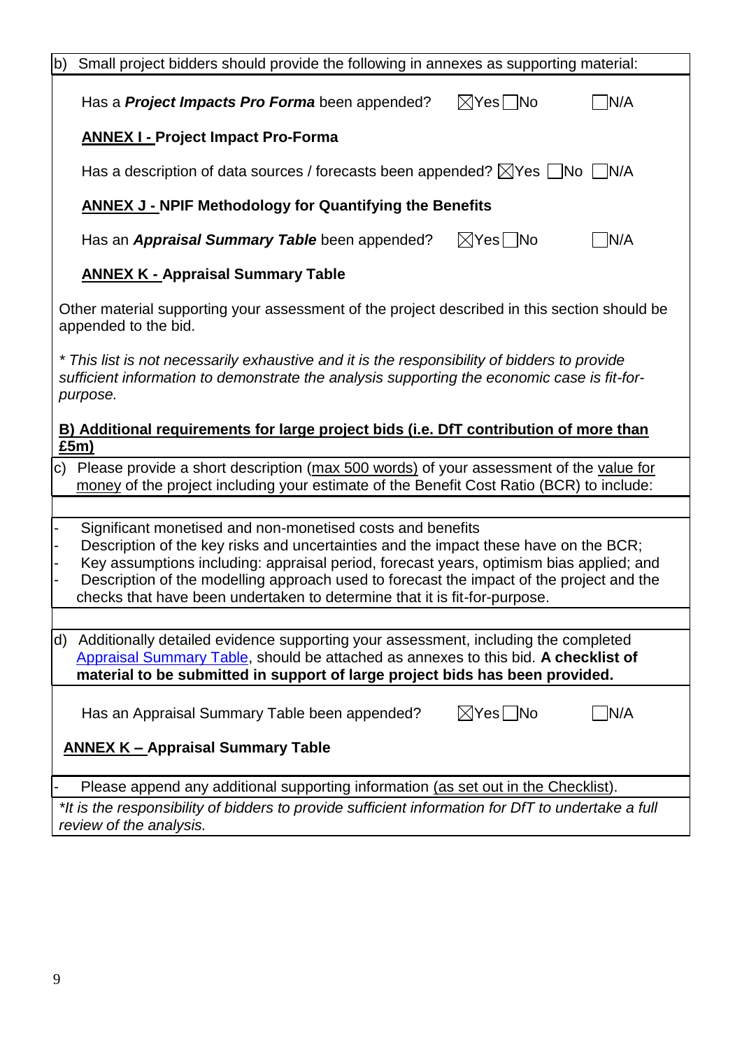b) Small project bidders should provide the following in annexes as supporting material:

Has a ***Project Impacts Pro Forma*** been appended? ☒Yes ☐No ☐N/A

**ANNEX I - Project Impact Pro-Forma**

Has a description of data sources / forecasts been appended? ☒Yes ☐No ☐N/A

**ANNEX J - NPIF Methodology for Quantifying the Benefits**

Has an ***Appraisal Summary Table*** been appended? ☒Yes ☐No ☐N/A

**ANNEX K - Appraisal Summary Table**

Other material supporting your assessment of the project described in this section should be appended to the bid.

*\* This list is not necessarily exhaustive and it is the responsibility of bidders to provide sufficient information to demonstrate the analysis supporting the economic case is fit-for-purpose.*

**B) Additional requirements for large project bids (i.e. DfT contribution of more than £5m)**

c) Please provide a short description (max 500 words) of your assessment of the value for money of the project including your estimate of the Benefit Cost Ratio (BCR) to include:

- Significant monetised and non-monetised costs and benefits
- Description of the key risks and uncertainties and the impact these have on the BCR;
- Key assumptions including: appraisal period, forecast years, optimism bias applied; and
- Description of the modelling approach used to forecast the impact of the project and the checks that have been undertaken to determine that it is fit-for-purpose.

d) Additionally detailed evidence supporting your assessment, including the completed Appraisal Summary Table, should be attached as annexes to this bid. **A checklist of material to be submitted in support of large project bids has been provided.**

Has an Appraisal Summary Table been appended? ☒Yes ☐No ☐N/A

**ANNEX K – Appraisal Summary Table**

- Please append any additional supporting information (as set out in the Checklist).

*\*It is the responsibility of bidders to provide sufficient information for DfT to undertake a full review of the analysis.*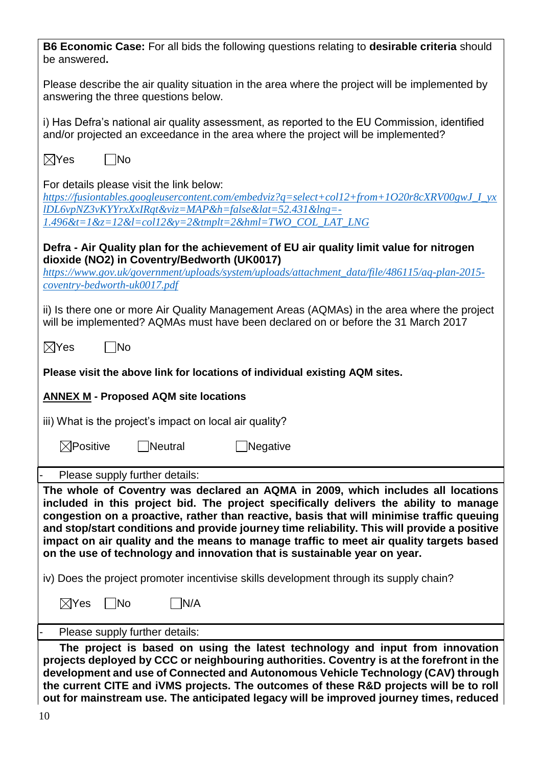**B6 Economic Case:** For all bids the following questions relating to **desirable criteria** should be answered**.**

Please describe the air quality situation in the area where the project will be implemented by answering the three questions below.

i) Has Defra's national air quality assessment, as reported to the EU Commission, identified and/or projected an exceedance in the area where the project will be implemented?

☒Yes ☐No

For details please visit the link below:
*https://fusiontables.googleusercontent.com/embedviz?q=select+col12+from+1O20r8cXRV00gwJ_I_yxlDL6vpNZ3vKYYrxXxIRqt&viz=MAP&h=false&lat=52.431&lng=-1.496&t=1&z=12&l=col12&y=2&tmplt=2&hml=TWO_COL_LAT_LNG*

**Defra - Air Quality plan for the achievement of EU air quality limit value for nitrogen dioxide (NO2) in Coventry/Bedworth (UK0017)**
*https://www.gov.uk/government/uploads/system/uploads/attachment_data/file/486115/aq-plan-2015-coventry-bedworth-uk0017.pdf*

ii) Is there one or more Air Quality Management Areas (AQMAs) in the area where the project will be implemented? AQMAs must have been declared on or before the 31 March 2017

☒Yes ☐No

**Please visit the above link for locations of individual existing AQM sites.**

**ANNEX M - Proposed AQM site locations**

iii) What is the project's impact on local air quality?

☒Positive ☐Neutral ☐Negative

- Please supply further details:

**The whole of Coventry was declared an AQMA in 2009, which includes all locations included in this project bid. The project specifically delivers the ability to manage congestion on a proactive, rather than reactive, basis that will minimise traffic queuing and stop/start conditions and provide journey time reliability. This will provide a positive impact on air quality and the means to manage traffic to meet air quality targets based on the use of technology and innovation that is sustainable year on year.**

iv) Does the project promoter incentivise skills development through its supply chain?

☒Yes ☐No ☐N/A

- Please supply further details:

**The project is based on using the latest technology and input from innovation projects deployed by CCC or neighbouring authorities. Coventry is at the forefront in the development and use of Connected and Autonomous Vehicle Technology (CAV) through the current CITE and iVMS projects. The outcomes of these R&D projects will be to roll out for mainstream use. The anticipated legacy will be improved journey times, reduced**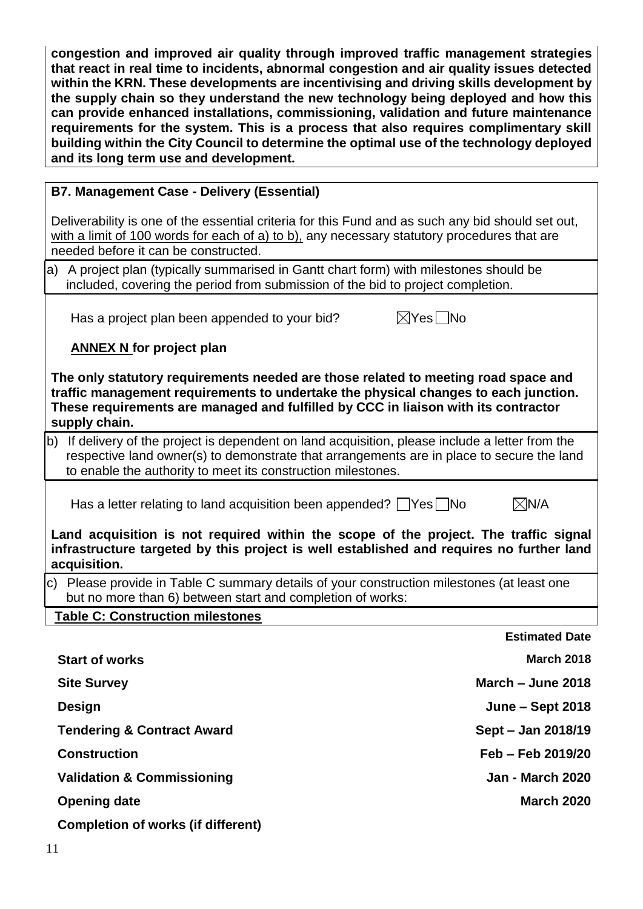**congestion and improved air quality through improved traffic management strategies that react in real time to incidents, abnormal congestion and air quality issues detected within the KRN. These developments are incentivising and driving skills development by the supply chain so they understand the new technology being deployed and how this can provide enhanced installations, commissioning, validation and future maintenance requirements for the system. This is a process that also requires complimentary skill building within the City Council to determine the optimal use of the technology deployed and its long term use and development.**

**B7. Management Case - Delivery (Essential)**

Deliverability is one of the essential criteria for this Fund and as such any bid should set out, with a limit of 100 words for each of a) to b), any necessary statutory procedures that are needed before it can be constructed.

a) A project plan (typically summarised in Gantt chart form) with milestones should be included, covering the period from submission of the bid to project completion.

Has a project plan been appended to your bid? ☒Yes ☐No

**ANNEX N for project plan**

**The only statutory requirements needed are those related to meeting road space and traffic management requirements to undertake the physical changes to each junction. These requirements are managed and fulfilled by CCC in liaison with its contractor supply chain.**

b) If delivery of the project is dependent on land acquisition, please include a letter from the respective land owner(s) to demonstrate that arrangements are in place to secure the land to enable the authority to meet its construction milestones.

Has a letter relating to land acquisition been appended? ☐Yes ☐No ☒N/A

**Land acquisition is not required within the scope of the project. The traffic signal infrastructure targeted by this project is well established and requires no further land acquisition.**

c) Please provide in Table C summary details of your construction milestones (at least one but no more than 6) between start and completion of works:

**Table C: Construction milestones**

| | Estimated Date |
|---|---|
| **Start of works** | **March 2018** |
| **Site Survey** | **March – June 2018** |
| **Design** | **June – Sept 2018** |
| **Tendering & Contract Award** | **Sept – Jan 2018/19** |
| **Construction** | **Feb – Feb 2019/20** |
| **Validation & Commissioning** | **Jan - March 2020** |
| **Opening date** | **March 2020** |
| **Completion of works (if different)** | |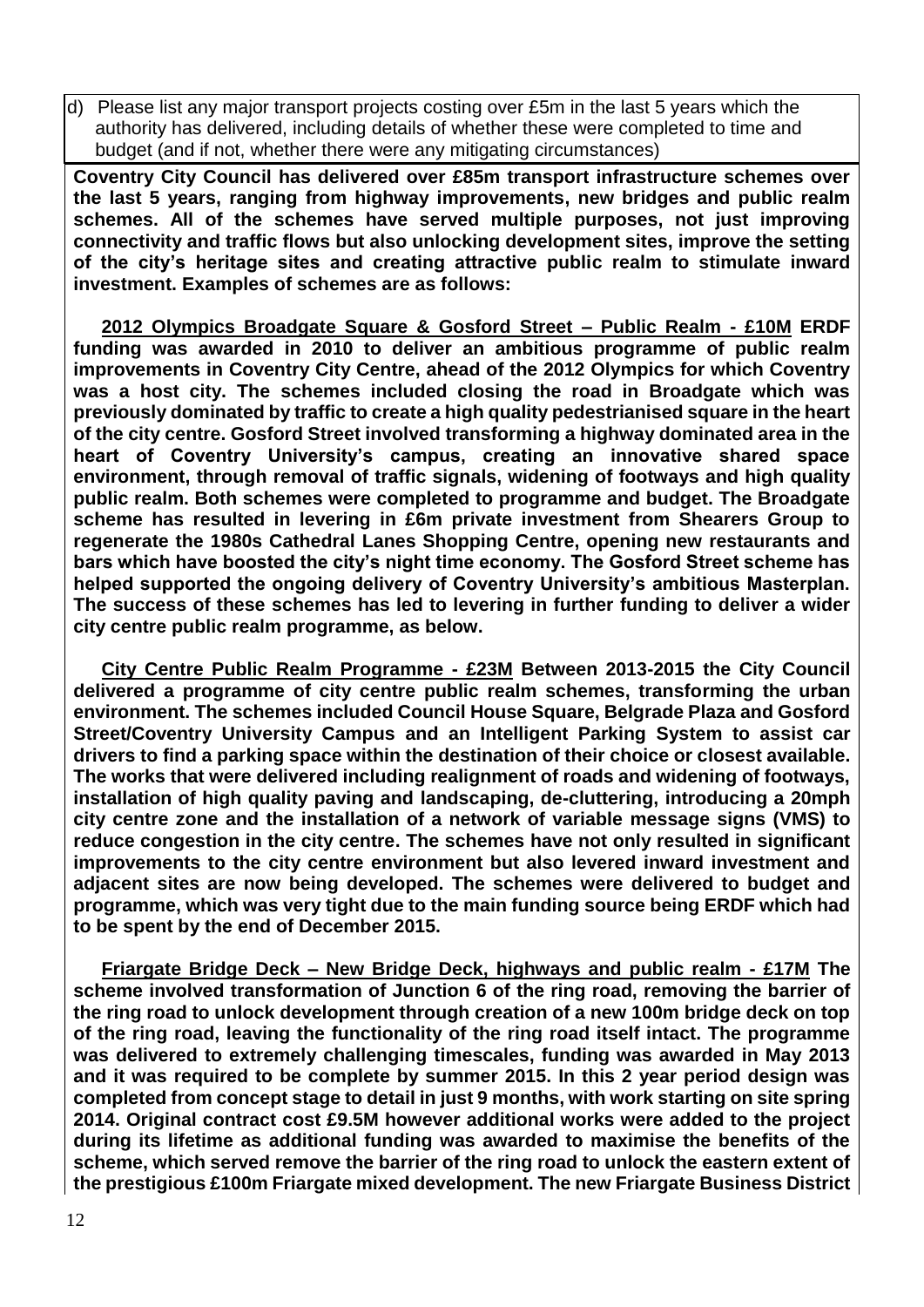d) Please list any major transport projects costing over £5m in the last 5 years which the authority has delivered, including details of whether these were completed to time and budget (and if not, whether there were any mitigating circumstances)

**Coventry City Council has delivered over £85m transport infrastructure schemes over the last 5 years, ranging from highway improvements, new bridges and public realm schemes. All of the schemes have served multiple purposes, not just improving connectivity and traffic flows but also unlocking development sites, improve the setting of the city's heritage sites and creating attractive public realm to stimulate inward investment. Examples of schemes are as follows:**

**<u>2012 Olympics Broadgate Square & Gosford Street – Public Realm - £10M</u> ERDF funding was awarded in 2010 to deliver an ambitious programme of public realm improvements in Coventry City Centre, ahead of the 2012 Olympics for which Coventry was a host city. The schemes included closing the road in Broadgate which was previously dominated by traffic to create a high quality pedestrianised square in the heart of the city centre. Gosford Street involved transforming a highway dominated area in the heart of Coventry University's campus, creating an innovative shared space environment, through removal of traffic signals, widening of footways and high quality public realm. Both schemes were completed to programme and budget. The Broadgate scheme has resulted in levering in £6m private investment from Shearers Group to regenerate the 1980s Cathedral Lanes Shopping Centre, opening new restaurants and bars which have boosted the city's night time economy. The Gosford Street scheme has helped supported the ongoing delivery of Coventry University's ambitious Masterplan. The success of these schemes has led to levering in further funding to deliver a wider city centre public realm programme, as below.**

**<u>City Centre Public Realm Programme - £23M</u> Between 2013-2015 the City Council delivered a programme of city centre public realm schemes, transforming the urban environment. The schemes included Council House Square, Belgrade Plaza and Gosford Street/Coventry University Campus and an Intelligent Parking System to assist car drivers to find a parking space within the destination of their choice or closest available. The works that were delivered including realignment of roads and widening of footways, installation of high quality paving and landscaping, de-cluttering, introducing a 20mph city centre zone and the installation of a network of variable message signs (VMS) to reduce congestion in the city centre. The schemes have not only resulted in significant improvements to the city centre environment but also levered inward investment and adjacent sites are now being developed. The schemes were delivered to budget and programme, which was very tight due to the main funding source being ERDF which had to be spent by the end of December 2015.**

**<u>Friargate Bridge Deck – New Bridge Deck, highways and public realm - £17M</u> The scheme involved transformation of Junction 6 of the ring road, removing the barrier of the ring road to unlock development through creation of a new 100m bridge deck on top of the ring road, leaving the functionality of the ring road itself intact. The programme was delivered to extremely challenging timescales, funding was awarded in May 2013 and it was required to be complete by summer 2015. In this 2 year period design was completed from concept stage to detail in just 9 months, with work starting on site spring 2014. Original contract cost £9.5M however additional works were added to the project during its lifetime as additional funding was awarded to maximise the benefits of the scheme, which served remove the barrier of the ring road to unlock the eastern extent of the prestigious £100m Friargate mixed development. The new Friargate Business District**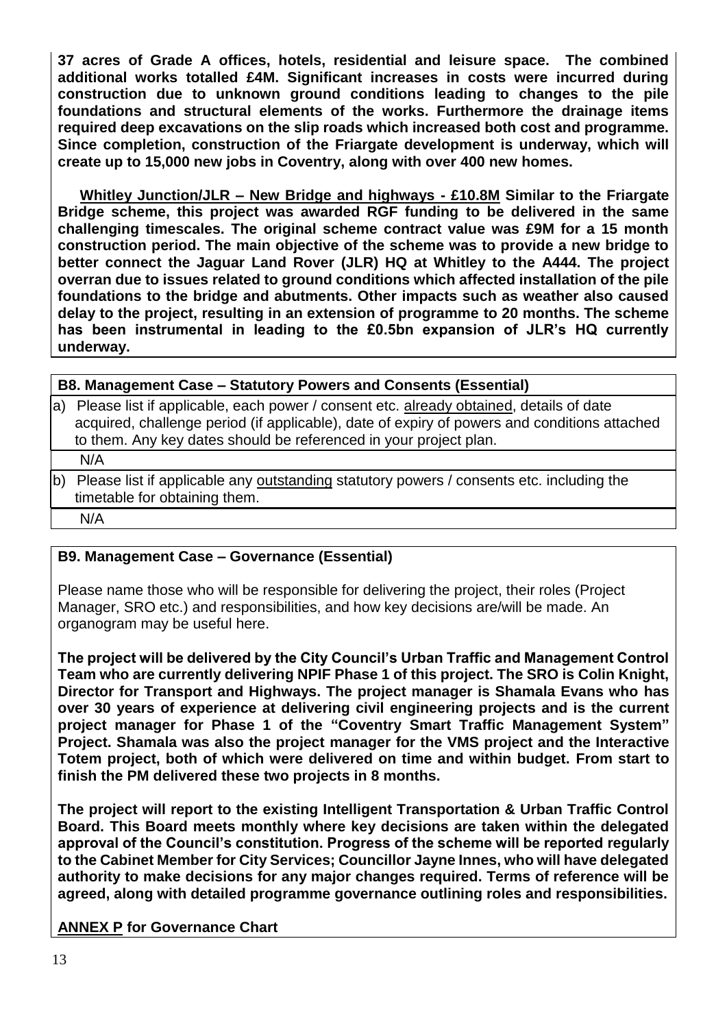**37 acres of Grade A offices, hotels, residential and leisure space. The combined additional works totalled £4M. Significant increases in costs were incurred during construction due to unknown ground conditions leading to changes to the pile foundations and structural elements of the works. Furthermore the drainage items required deep excavations on the slip roads which increased both cost and programme. Since completion, construction of the Friargate development is underway, which will create up to 15,000 new jobs in Coventry, along with over 400 new homes.**

**<u>Whitley Junction/JLR – New Bridge and highways - £10.8M</u> Similar to the Friargate Bridge scheme, this project was awarded RGF funding to be delivered in the same challenging timescales. The original scheme contract value was £9M for a 15 month construction period. The main objective of the scheme was to provide a new bridge to better connect the Jaguar Land Rover (JLR) HQ at Whitley to the A444. The project overran due to issues related to ground conditions which affected installation of the pile foundations to the bridge and abutments. Other impacts such as weather also caused delay to the project, resulting in an extension of programme to 20 months. The scheme has been instrumental in leading to the £0.5bn expansion of JLR's HQ currently underway.**

### B8. Management Case – Statutory Powers and Consents (Essential)

a) Please list if applicable, each power / consent etc. <u>already obtained</u>, details of date acquired, challenge period (if applicable), date of expiry of powers and conditions attached to them. Any key dates should be referenced in your project plan.

N/A

b) Please list if applicable any <u>outstanding</u> statutory powers / consents etc. including the timetable for obtaining them.

N/A

### B9. Management Case – Governance (Essential)

Please name those who will be responsible for delivering the project, their roles (Project Manager, SRO etc.) and responsibilities, and how key decisions are/will be made. An organogram may be useful here.

**The project will be delivered by the City Council's Urban Traffic and Management Control Team who are currently delivering NPIF Phase 1 of this project. The SRO is Colin Knight, Director for Transport and Highways. The project manager is Shamala Evans who has over 30 years of experience at delivering civil engineering projects and is the current project manager for Phase 1 of the "Coventry Smart Traffic Management System" Project. Shamala was also the project manager for the VMS project and the Interactive Totem project, both of which were delivered on time and within budget. From start to finish the PM delivered these two projects in 8 months.**

**The project will report to the existing Intelligent Transportation & Urban Traffic Control Board. This Board meets monthly where key decisions are taken within the delegated approval of the Council's constitution. Progress of the scheme will be reported regularly to the Cabinet Member for City Services; Councillor Jayne Innes, who will have delegated authority to make decisions for any major changes required. Terms of reference will be agreed, along with detailed programme governance outlining roles and responsibilities.**

**<u>ANNEX P</u> for Governance Chart**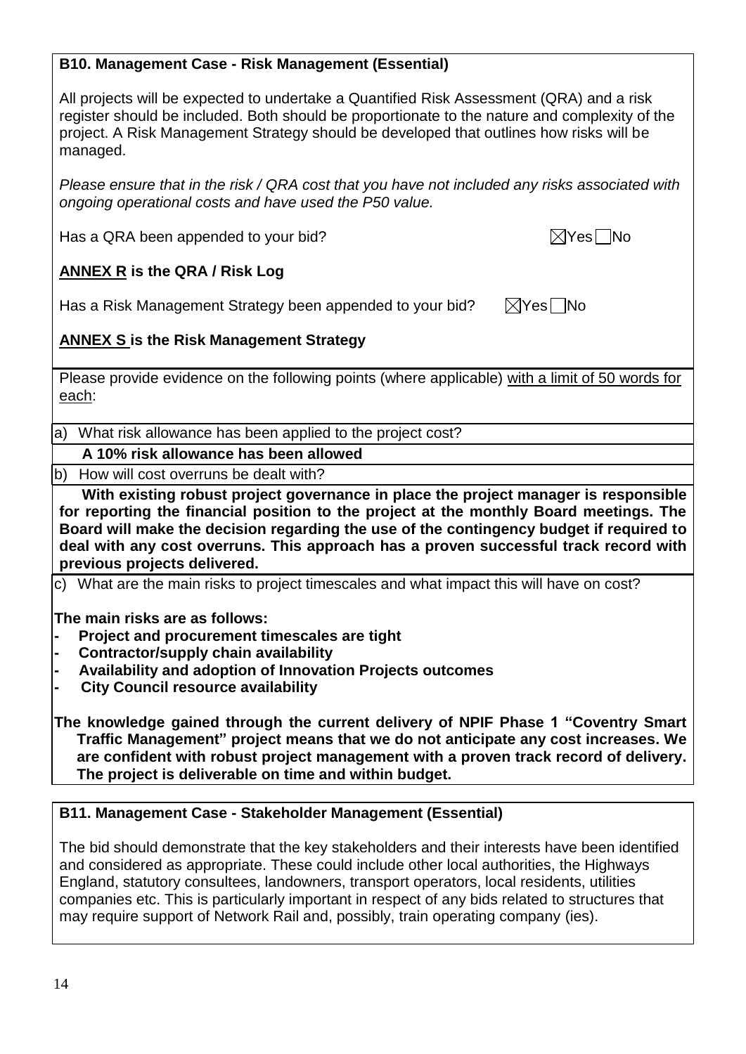**B10. Management Case - Risk Management (Essential)**

All projects will be expected to undertake a Quantified Risk Assessment (QRA) and a risk register should be included. Both should be proportionate to the nature and complexity of the project. A Risk Management Strategy should be developed that outlines how risks will be managed.

*Please ensure that in the risk / QRA cost that you have not included any risks associated with ongoing operational costs and have used the P50 value.*

Has a QRA been appended to your bid? ☒Yes ☐No

**ANNEX R is the QRA / Risk Log**

Has a Risk Management Strategy been appended to your bid? ☒Yes ☐No

**ANNEX S is the Risk Management Strategy**

Please provide evidence on the following points (where applicable) with a limit of 50 words for each:

a) What risk allowance has been applied to the project cost?

**A 10% risk allowance has been allowed**

b) How will cost overruns be dealt with?

**With existing robust project governance in place the project manager is responsible for reporting the financial position to the project at the monthly Board meetings. The Board will make the decision regarding the use of the contingency budget if required to deal with any cost overruns. This approach has a proven successful track record with previous projects delivered.**

c) What are the main risks to project timescales and what impact this will have on cost?

**The main risks are as follows:**

- **Project and procurement timescales are tight**
- **Contractor/supply chain availability**
- **Availability and adoption of Innovation Projects outcomes**
- **City Council resource availability**

**The knowledge gained through the current delivery of NPIF Phase 1 "Coventry Smart Traffic Management" project means that we do not anticipate any cost increases. We are confident with robust project management with a proven track record of delivery. The project is deliverable on time and within budget.**

**B11. Management Case - Stakeholder Management (Essential)**

The bid should demonstrate that the key stakeholders and their interests have been identified and considered as appropriate. These could include other local authorities, the Highways England, statutory consultees, landowners, transport operators, local residents, utilities companies etc. This is particularly important in respect of any bids related to structures that may require support of Network Rail and, possibly, train operating company (ies).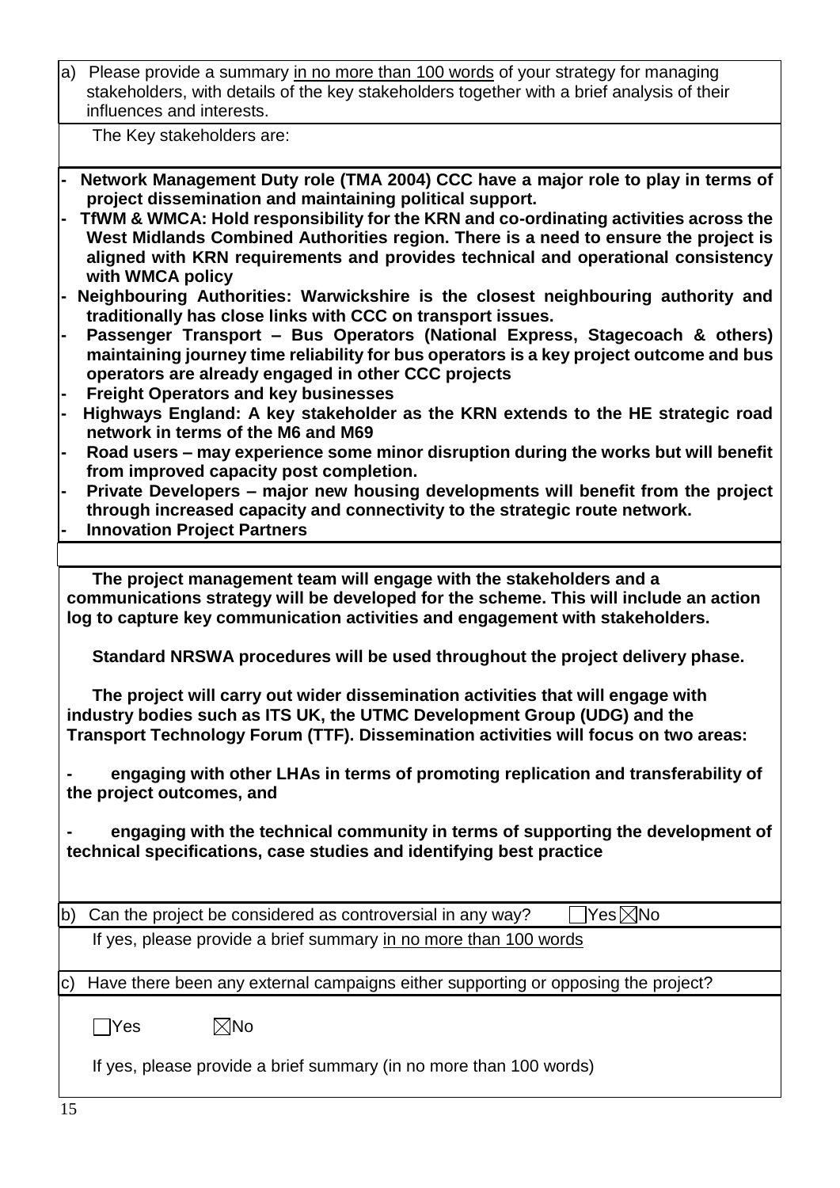a) Please provide a summary in no more than 100 words of your strategy for managing stakeholders, with details of the key stakeholders together with a brief analysis of their influences and interests.

The Key stakeholders are:

- **Network Management Duty role (TMA 2004) CCC have a major role to play in terms of project dissemination and maintaining political support.**
- **TfWM & WMCA: Hold responsibility for the KRN and co-ordinating activities across the West Midlands Combined Authorities region. There is a need to ensure the project is aligned with KRN requirements and provides technical and operational consistency with WMCA policy**
- **Neighbouring Authorities: Warwickshire is the closest neighbouring authority and traditionally has close links with CCC on transport issues.**
- **Passenger Transport – Bus Operators (National Express, Stagecoach & others) maintaining journey time reliability for bus operators is a key project outcome and bus operators are already engaged in other CCC projects**
- **Freight Operators and key businesses**
- **Highways England: A key stakeholder as the KRN extends to the HE strategic road network in terms of the M6 and M69**
- **Road users – may experience some minor disruption during the works but will benefit from improved capacity post completion.**
- **Private Developers – major new housing developments will benefit from the project through increased capacity and connectivity to the strategic route network.**
- **Innovation Project Partners**

**The project management team will engage with the stakeholders and a communications strategy will be developed for the scheme. This will include an action log to capture key communication activities and engagement with stakeholders.**

**Standard NRSWA procedures will be used throughout the project delivery phase.**

**The project will carry out wider dissemination activities that will engage with industry bodies such as ITS UK, the UTMC Development Group (UDG) and the Transport Technology Forum (TTF). Dissemination activities will focus on two areas:**

- **engaging with other LHAs in terms of promoting replication and transferability of the project outcomes, and**
- **engaging with the technical community in terms of supporting the development of technical specifications, case studies and identifying best practice**

b) Can the project be considered as controversial in any way? ☐Yes ☒No

If yes, please provide a brief summary in no more than 100 words

c) Have there been any external campaigns either supporting or opposing the project?

☐Yes ☒No

If yes, please provide a brief summary (in no more than 100 words)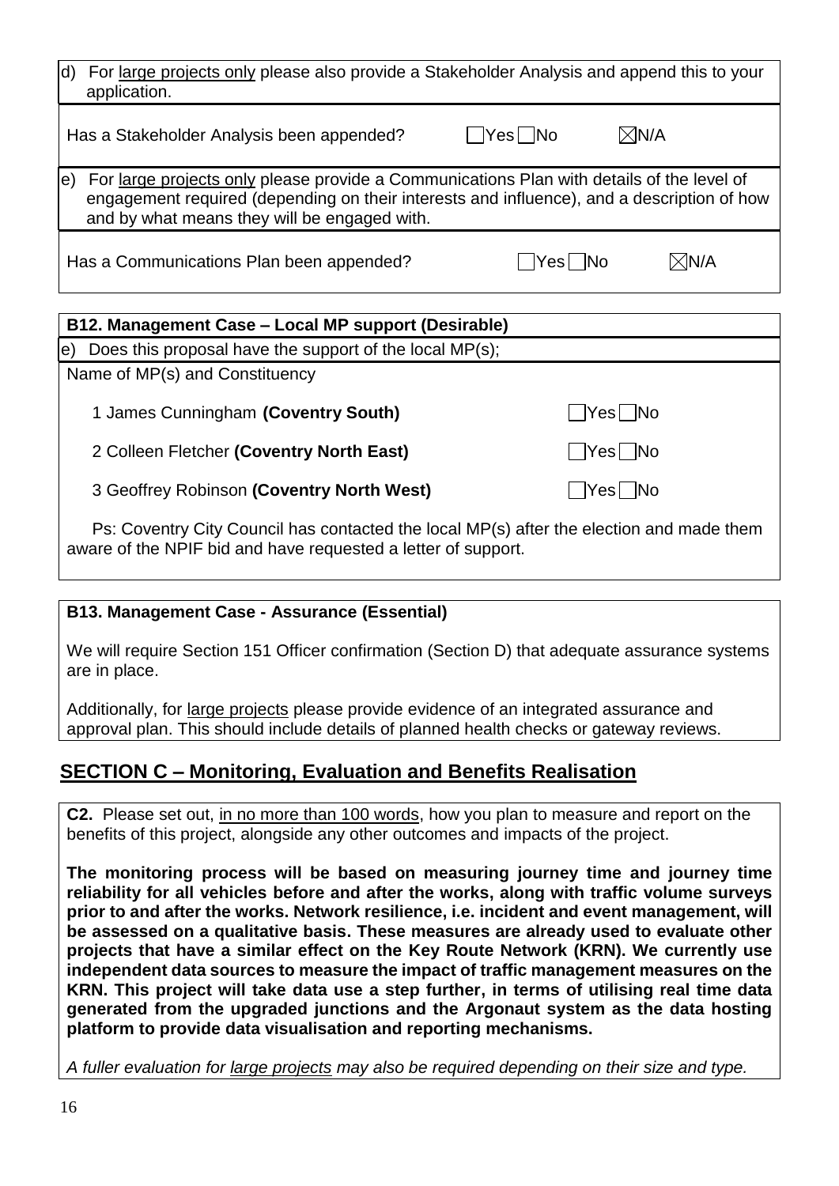d) For large projects only please also provide a Stakeholder Analysis and append this to your application.

Has a Stakeholder Analysis been appended? ☐Yes ☐No ☒N/A

e) For large projects only please provide a Communications Plan with details of the level of engagement required (depending on their interests and influence), and a description of how and by what means they will be engaged with.

Has a Communications Plan been appended? ☐Yes ☐No ☒N/A

**B12. Management Case – Local MP support (Desirable)**

e) Does this proposal have the support of the local MP(s);

Name of MP(s) and Constituency

1 James Cunningham **(Coventry South)** ☐Yes ☐No

2 Colleen Fletcher **(Coventry North East)** ☐Yes ☐No

3 Geoffrey Robinson **(Coventry North West)** ☐Yes ☐No

Ps: Coventry City Council has contacted the local MP(s) after the election and made them aware of the NPIF bid and have requested a letter of support.

**B13. Management Case - Assurance (Essential)**

We will require Section 151 Officer confirmation (Section D) that adequate assurance systems are in place.

Additionally, for large projects please provide evidence of an integrated assurance and approval plan. This should include details of planned health checks or gateway reviews.

## SECTION C – Monitoring, Evaluation and Benefits Realisation

**C2.** Please set out, in no more than 100 words, how you plan to measure and report on the benefits of this project, alongside any other outcomes and impacts of the project.

**The monitoring process will be based on measuring journey time and journey time reliability for all vehicles before and after the works, along with traffic volume surveys prior to and after the works. Network resilience, i.e. incident and event management, will be assessed on a qualitative basis. These measures are already used to evaluate other projects that have a similar effect on the Key Route Network (KRN). We currently use independent data sources to measure the impact of traffic management measures on the KRN. This project will take data use a step further, in terms of utilising real time data generated from the upgraded junctions and the Argonaut system as the data hosting platform to provide data visualisation and reporting mechanisms.**

*A fuller evaluation for large projects may also be required depending on their size and type.*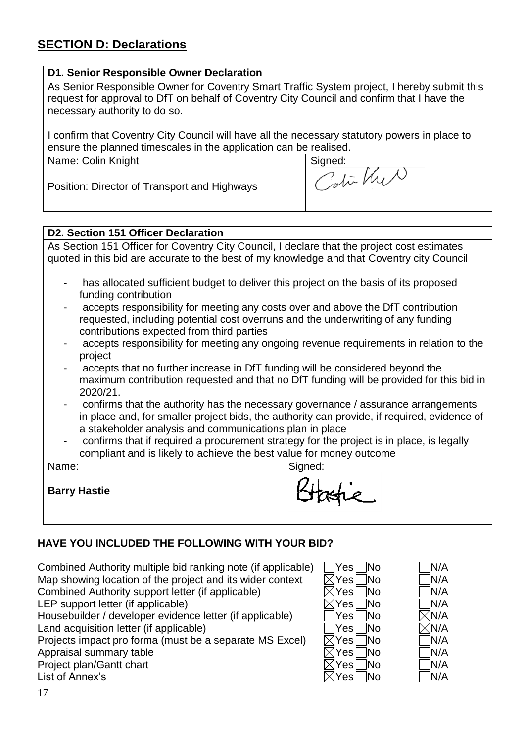## SECTION D: Declarations

| **D1. Senior Responsible Owner Declaration** | |
|---|---|
| As Senior Responsible Owner for Coventry Smart Traffic System project, I hereby submit this request for approval to DfT on behalf of Coventry City Council and confirm that I have the necessary authority to do so.<br><br>I confirm that Coventry City Council will have all the necessary statutory powers in place to ensure the planned timescales in the application can be realised. | |
| Name: Colin Knight | Signed: |
| Position: Director of Transport and Highways | |

| **D2. Section 151 Officer Declaration** | |
|---|---|
| As Section 151 Officer for Coventry City Council, I declare that the project cost estimates quoted in this bid are accurate to the best of my knowledge and that Coventry city Council<br><br>- has allocated sufficient budget to deliver this project on the basis of its proposed funding contribution<br>- accepts responsibility for meeting any costs over and above the DfT contribution requested, including potential cost overruns and the underwriting of any funding contributions expected from third parties<br>- accepts responsibility for meeting any ongoing revenue requirements in relation to the project<br>- accepts that no further increase in DfT funding will be considered beyond the maximum contribution requested and that no DfT funding will be provided for this bid in 2020/21.<br>- confirms that the authority has the necessary governance / assurance arrangements in place and, for smaller project bids, the authority can provide, if required, evidence of a stakeholder analysis and communications plan in place<br>- confirms that if required a procurement strategy for the project is in place, is legally compliant and is likely to achieve the best value for money outcome | |
| Name:<br><br>**Barry Hastie** | Signed: |

### HAVE YOU INCLUDED THE FOLLOWING WITH YOUR BID?

| | Yes | No | N/A |
|---|---|---|---|
| Combined Authority multiple bid ranking note (if applicable) | ☐ | ☐ | ☐ |
| Map showing location of the project and its wider context | ☒ | ☐ | ☐ |
| Combined Authority support letter (if applicable) | ☒ | ☐ | ☐ |
| LEP support letter (if applicable) | ☒ | ☐ | ☐ |
| Housebuilder / developer evidence letter (if applicable) | ☐ | ☐ | ☒ |
| Land acquisition letter (if applicable) | ☐ | ☐ | ☒ |
| Projects impact pro forma (must be a separate MS Excel) | ☒ | ☐ | ☐ |
| Appraisal summary table | ☒ | ☐ | ☐ |
| Project plan/Gantt chart | ☒ | ☐ | ☐ |
| List of Annex's | ☒ | ☐ | ☐ |